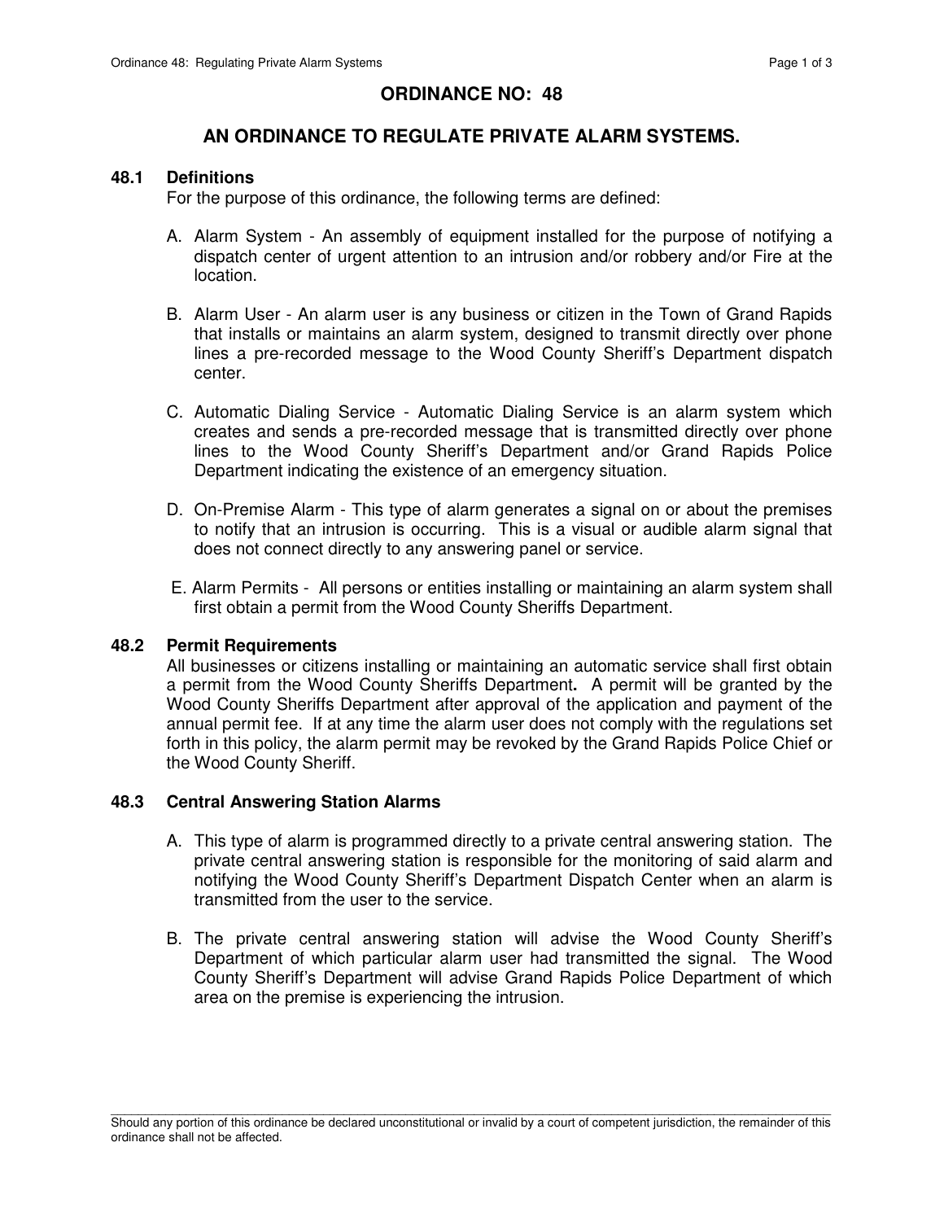# ORDINANCE NO: 48

## AN ORDINANCE TO REGULATE PRIVATE ALARM SYSTEMS.

### 48.1 Definitions

For the purpose of this ordinance, the following terms are defined:

A. Alarm System - An assembly of equipment installed for the purpose of notifying a dispatch center of urgent attention to an intrusion and/or robbery and/or Fire at the location.

B. Alarm User - An alarm user is any business or citizen in the Town of Grand Rapids that installs or maintains an alarm system, designed to transmit directly over phone lines a pre-recorded message to the Wood County Sheriff's Department dispatch center.

C. Automatic Dialing Service - Automatic Dialing Service is an alarm system which creates and sends a pre-recorded message that is transmitted directly over phone lines to the Wood County Sheriff's Department and/or Grand Rapids Police Department indicating the existence of an emergency situation.

D. On-Premise Alarm - This type of alarm generates a signal on or about the premises to notify that an intrusion is occurring. This is a visual or audible alarm signal that does not connect directly to any answering panel or service.

E. Alarm Permits - All persons or entities installing or maintaining an alarm system shall first obtain a permit from the Wood County Sheriffs Department.

### 48.2 Permit Requirements

All businesses or citizens installing or maintaining an automatic service shall first obtain a permit from the Wood County Sheriffs Department**.** A permit will be granted by the Wood County Sheriffs Department after approval of the application and payment of the annual permit fee. If at any time the alarm user does not comply with the regulations set forth in this policy, the alarm permit may be revoked by the Grand Rapids Police Chief or the Wood County Sheriff.

### 48.3 Central Answering Station Alarms

A. This type of alarm is programmed directly to a private central answering station. The private central answering station is responsible for the monitoring of said alarm and notifying the Wood County Sheriff's Department Dispatch Center when an alarm is transmitted from the user to the service.

B. The private central answering station will advise the Wood County Sheriff's Department of which particular alarm user had transmitted the signal. The Wood County Sheriff's Department will advise Grand Rapids Police Department of which area on the premise is experiencing the intrusion.

Should any portion of this ordinance be declared unconstitutional or invalid by a court of competent jurisdiction, the remainder of this ordinance shall not be affected.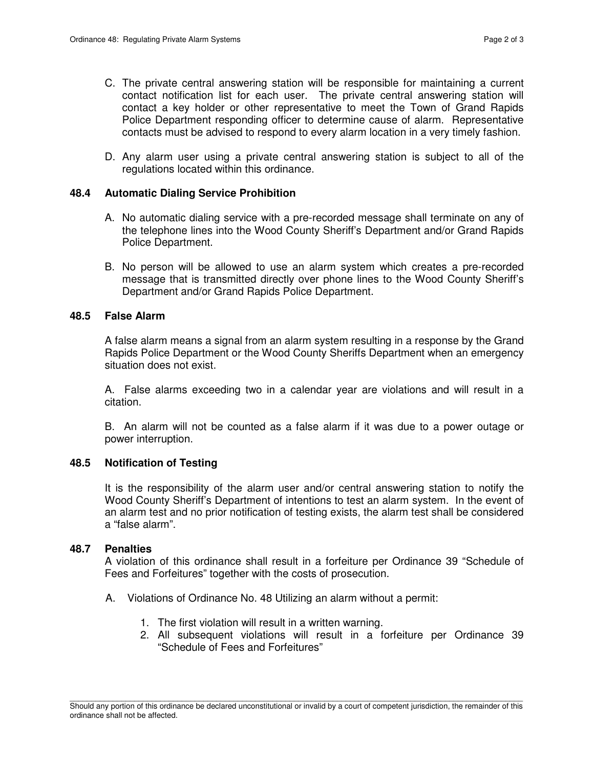C. The private central answering station will be responsible for maintaining a current contact notification list for each user. The private central answering station will contact a key holder or other representative to meet the Town of Grand Rapids Police Department responding officer to determine cause of alarm. Representative contacts must be advised to respond to every alarm location in a very timely fashion.

D. Any alarm user using a private central answering station is subject to all of the regulations located within this ordinance.

### 48.4 Automatic Dialing Service Prohibition

A. No automatic dialing service with a pre-recorded message shall terminate on any of the telephone lines into the Wood County Sheriff's Department and/or Grand Rapids Police Department.

B. No person will be allowed to use an alarm system which creates a pre-recorded message that is transmitted directly over phone lines to the Wood County Sheriff's Department and/or Grand Rapids Police Department.

### 48.5 False Alarm

A false alarm means a signal from an alarm system resulting in a response by the Grand Rapids Police Department or the Wood County Sheriffs Department when an emergency situation does not exist.

A. False alarms exceeding two in a calendar year are violations and will result in a citation.

B. An alarm will not be counted as a false alarm if it was due to a power outage or power interruption.

### 48.5 Notification of Testing

It is the responsibility of the alarm user and/or central answering station to notify the Wood County Sheriff's Department of intentions to test an alarm system. In the event of an alarm test and no prior notification of testing exists, the alarm test shall be considered a "false alarm".

### 48.7 Penalties

A violation of this ordinance shall result in a forfeiture per Ordinance 39 "Schedule of Fees and Forfeitures" together with the costs of prosecution.

A. Violations of Ordinance No. 48 Utilizing an alarm without a permit:

1. The first violation will result in a written warning.
2. All subsequent violations will result in a forfeiture per Ordinance 39 "Schedule of Fees and Forfeitures"

Should any portion of this ordinance be declared unconstitutional or invalid by a court of competent jurisdiction, the remainder of this ordinance shall not be affected.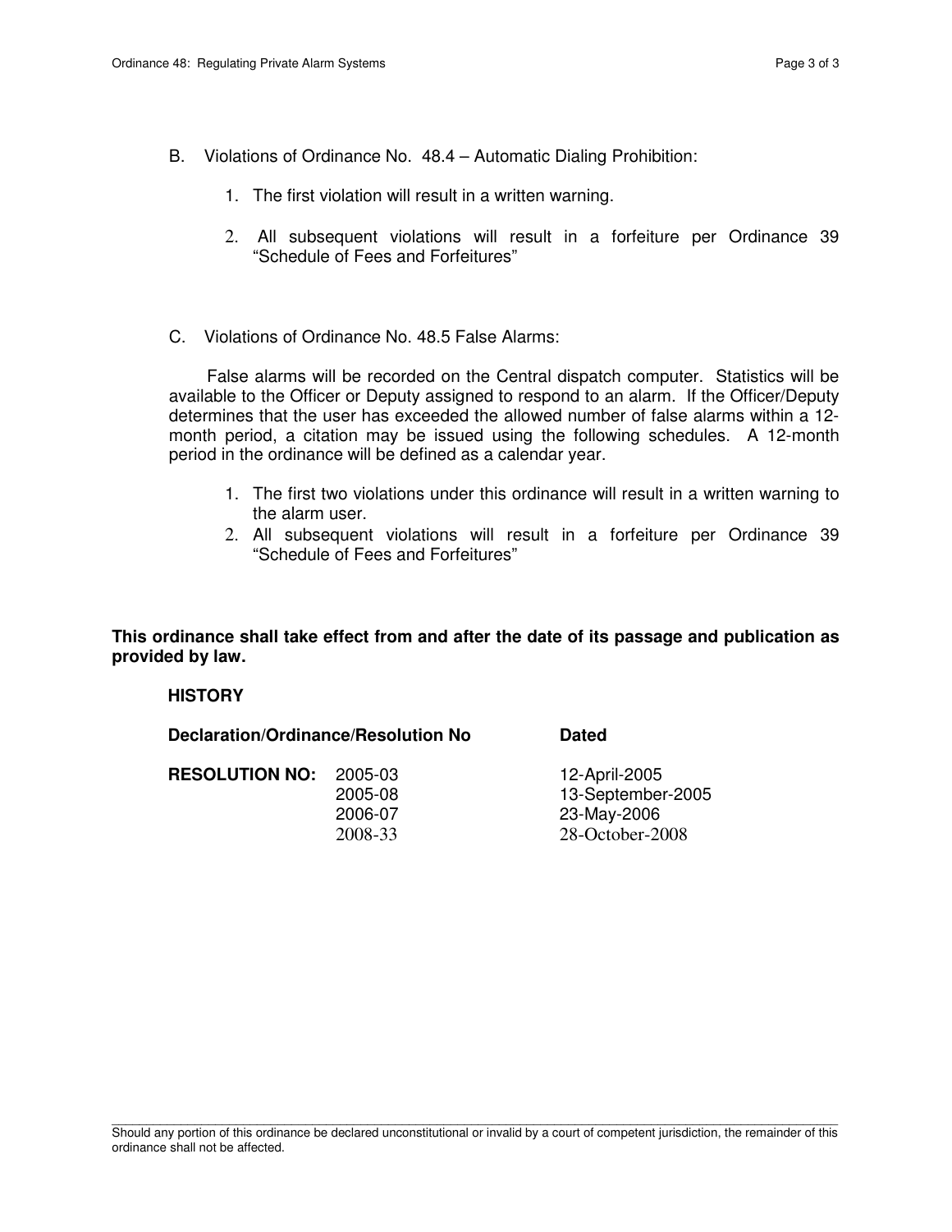B. Violations of Ordinance No. 48.4 – Automatic Dialing Prohibition:

1. The first violation will result in a written warning.

2. All subsequent violations will result in a forfeiture per Ordinance 39 “Schedule of Fees and Forfeitures”

C. Violations of Ordinance No. 48.5 False Alarms:

False alarms will be recorded on the Central dispatch computer. Statistics will be available to the Officer or Deputy assigned to respond to an alarm. If the Officer/Deputy determines that the user has exceeded the allowed number of false alarms within a 12-month period, a citation may be issued using the following schedules. A 12-month period in the ordinance will be defined as a calendar year.

1. The first two violations under this ordinance will result in a written warning to the alarm user.
2. All subsequent violations will result in a forfeiture per Ordinance 39 “Schedule of Fees and Forfeitures”

**This ordinance shall take effect from and after the date of its passage and publication as provided by law.**

**HISTORY**

| **Declaration/Ordinance/Resolution No** | | **Dated** |
|---|---|---|
| **RESOLUTION NO:** | 2005-03 | 12-April-2005 |
| | 2005-08 | 13-September-2005 |
| | 2006-07 | 23-May-2006 |
| | 2008-33 | 28-October-2008 |

Should any portion of this ordinance be declared unconstitutional or invalid by a court of competent jurisdiction, the remainder of this ordinance shall not be affected.